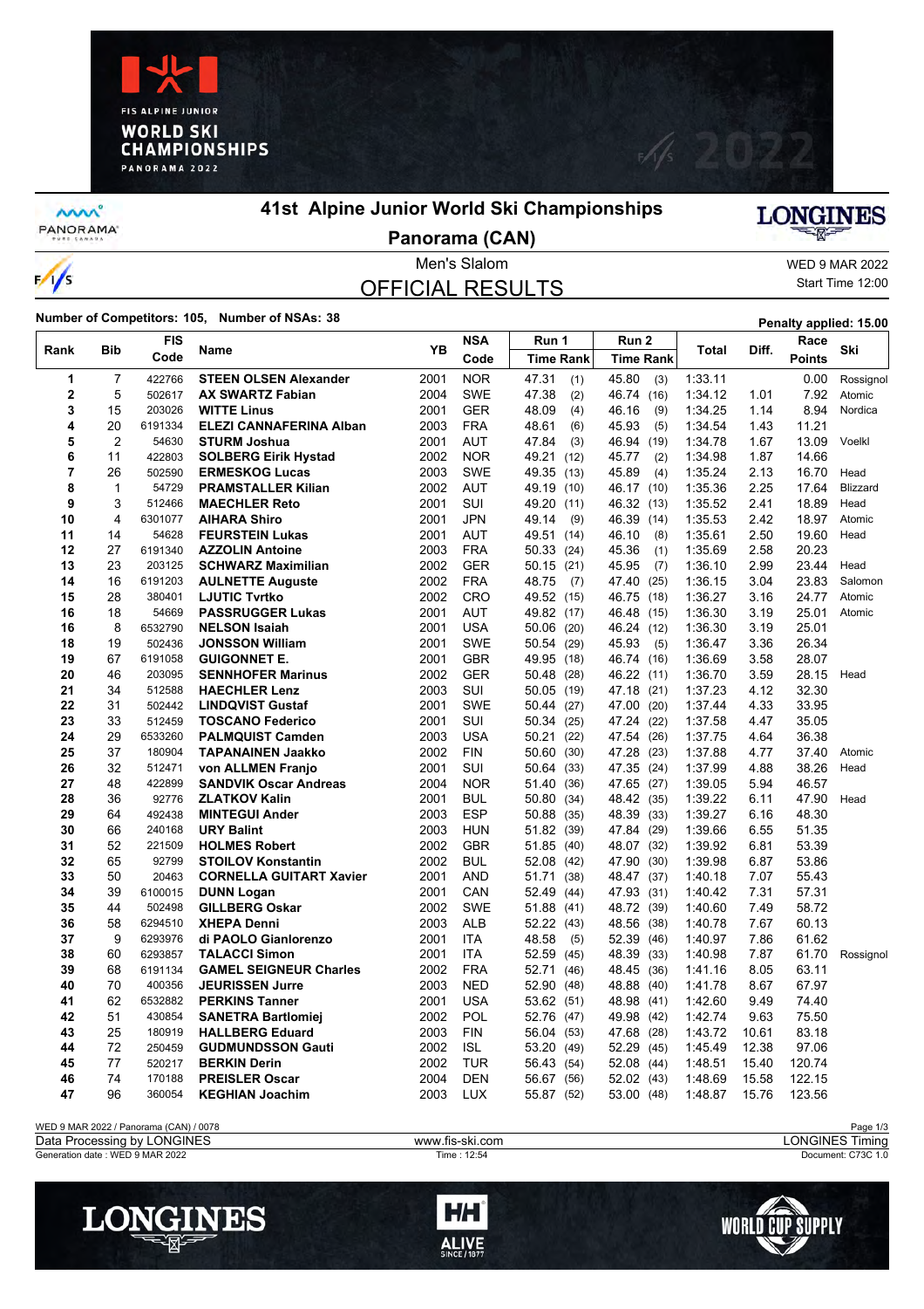# 41st Alpine Junior World Ski Championships

## Panorama (CAN)

Men's Slalom

WED 9 MAR 2022

Start Time 12:00

## OFFICIAL RESULTS

**Number of Competitors: 105, Number of NSAs: 38**

**Penalty applied: 15.00**

| Rank | Bib | FIS Code | Name | YB | NSA Code | Run 1 Time | Run 1 Rank | Run 2 Time | Run 2 Rank | Total | Diff. | Race Points | Ski |
|---|---|---|---|---|---|---|---|---|---|---|---|---|---|
| 1 | 7 | 422766 | **STEEN OLSEN Alexander** | 2001 | NOR | 47.31 | (1) | 45.80 | (3) | 1:33.11 | | 0.00 | Rossignol |
| 2 | 5 | 502617 | **AX SWARTZ Fabian** | 2004 | SWE | 47.38 | (2) | 46.74 | (16) | 1:34.12 | 1.01 | 7.92 | Atomic |
| 3 | 15 | 203026 | **WITTE Linus** | 2001 | GER | 48.09 | (4) | 46.16 | (9) | 1:34.25 | 1.14 | 8.94 | Nordica |
| 4 | 20 | 6191334 | **ELEZI CANNAFERINA Alban** | 2003 | FRA | 48.61 | (6) | 45.93 | (5) | 1:34.54 | 1.43 | 11.21 | |
| 5 | 2 | 54630 | **STURM Joshua** | 2001 | AUT | 47.84 | (3) | 46.94 | (19) | 1:34.78 | 1.67 | 13.09 | Voelkl |
| 6 | 11 | 422803 | **SOLBERG Eirik Hystad** | 2002 | NOR | 49.21 | (12) | 45.77 | (2) | 1:34.98 | 1.87 | 14.66 | |
| 7 | 26 | 502590 | **ERMESKOG Lucas** | 2003 | SWE | 49.35 | (13) | 45.89 | (4) | 1:35.24 | 2.13 | 16.70 | Head |
| 8 | 1 | 54729 | **PRAMSTALLER Kilian** | 2002 | AUT | 49.19 | (10) | 46.17 | (10) | 1:35.36 | 2.25 | 17.64 | Blizzard |
| 9 | 3 | 512466 | **MAECHLER Reto** | 2001 | SUI | 49.20 | (11) | 46.32 | (13) | 1:35.52 | 2.41 | 18.89 | Head |
| 10 | 4 | 6301077 | **AIHARA Shiro** | 2001 | JPN | 49.14 | (9) | 46.39 | (14) | 1:35.53 | 2.42 | 18.97 | Atomic |
| 11 | 14 | 54628 | **FEURSTEIN Lukas** | 2001 | AUT | 49.51 | (14) | 46.10 | (8) | 1:35.61 | 2.50 | 19.60 | Head |
| 12 | 27 | 6191340 | **AZZOLIN Antoine** | 2003 | FRA | 50.33 | (24) | 45.36 | (1) | 1:35.69 | 2.58 | 20.23 | |
| 13 | 23 | 203125 | **SCHWARZ Maximilian** | 2002 | GER | 50.15 | (21) | 45.95 | (7) | 1:36.10 | 2.99 | 23.44 | Head |
| 14 | 16 | 6191203 | **AULNETTE Auguste** | 2002 | FRA | 48.75 | (7) | 47.40 | (25) | 1:36.15 | 3.04 | 23.83 | Salomon |
| 15 | 28 | 380401 | **LJUTIC Tvrtko** | 2002 | CRO | 49.52 | (15) | 46.75 | (18) | 1:36.27 | 3.16 | 24.77 | Atomic |
| 16 | 18 | 54669 | **PASSRUGGER Lukas** | 2001 | AUT | 49.82 | (17) | 46.48 | (15) | 1:36.30 | 3.19 | 25.01 | Atomic |
| 16 | 8 | 6532790 | **NELSON Isaiah** | 2001 | USA | 50.06 | (20) | 46.24 | (12) | 1:36.30 | 3.19 | 25.01 | |
| 18 | 19 | 502436 | **JONSSON William** | 2001 | SWE | 50.54 | (29) | 45.93 | (5) | 1:36.47 | 3.36 | 26.34 | |
| 19 | 67 | 6191058 | **GUIGONNET E.** | 2001 | GBR | 49.95 | (18) | 46.74 | (16) | 1:36.69 | 3.58 | 28.07 | |
| 20 | 46 | 203095 | **SENNHOFER Marinus** | 2002 | GER | 50.48 | (28) | 46.22 | (11) | 1:36.70 | 3.59 | 28.15 | Head |
| 21 | 34 | 512588 | **HAECHLER Lenz** | 2003 | SUI | 50.05 | (19) | 47.18 | (21) | 1:37.23 | 4.12 | 32.30 | |
| 22 | 31 | 502442 | **LINDQVIST Gustaf** | 2001 | SWE | 50.44 | (27) | 47.00 | (20) | 1:37.44 | 4.33 | 33.95 | |
| 23 | 33 | 512459 | **TOSCANO Federico** | 2001 | SUI | 50.34 | (25) | 47.24 | (22) | 1:37.58 | 4.47 | 35.05 | |
| 24 | 29 | 6533260 | **PALMQUIST Camden** | 2003 | USA | 50.21 | (22) | 47.54 | (26) | 1:37.75 | 4.64 | 36.38 | |
| 25 | 37 | 180904 | **TAPANAINEN Jaakko** | 2002 | FIN | 50.60 | (30) | 47.28 | (23) | 1:37.88 | 4.77 | 37.40 | Atomic |
| 26 | 32 | 512471 | **von ALLMEN Franjo** | 2001 | SUI | 50.64 | (33) | 47.35 | (24) | 1:37.99 | 4.88 | 38.26 | Head |
| 27 | 48 | 422899 | **SANDVIK Oscar Andreas** | 2004 | NOR | 51.40 | (36) | 47.65 | (27) | 1:39.05 | 5.94 | 46.57 | |
| 28 | 36 | 92776 | **ZLATKOV Kalin** | 2001 | BUL | 50.80 | (34) | 48.42 | (35) | 1:39.22 | 6.11 | 47.90 | Head |
| 29 | 64 | 492438 | **MINTEGUI Ander** | 2003 | ESP | 50.88 | (35) | 48.39 | (33) | 1:39.27 | 6.16 | 48.30 | |
| 30 | 66 | 240168 | **URY Balint** | 2003 | HUN | 51.82 | (39) | 47.84 | (29) | 1:39.66 | 6.55 | 51.35 | |
| 31 | 52 | 221509 | **HOLMES Robert** | 2002 | GBR | 51.85 | (40) | 48.07 | (32) | 1:39.92 | 6.81 | 53.39 | |
| 32 | 65 | 92799 | **STOILOV Konstantin** | 2002 | BUL | 52.08 | (42) | 47.90 | (30) | 1:39.98 | 6.87 | 53.86 | |
| 33 | 50 | 20463 | **CORNELLA GUITART Xavier** | 2001 | AND | 51.71 | (38) | 48.47 | (37) | 1:40.18 | 7.07 | 55.43 | |
| 34 | 39 | 6100015 | **DUNN Logan** | 2001 | CAN | 52.49 | (44) | 47.93 | (31) | 1:40.42 | 7.31 | 57.31 | |
| 35 | 44 | 502498 | **GILLBERG Oskar** | 2002 | SWE | 51.88 | (41) | 48.72 | (39) | 1:40.60 | 7.49 | 58.72 | |
| 36 | 58 | 6294510 | **XHEPA Denni** | 2003 | ALB | 52.22 | (43) | 48.56 | (38) | 1:40.78 | 7.67 | 60.13 | |
| 37 | 9 | 6293976 | **di PAOLO Gianlorenzo** | 2001 | ITA | 48.58 | (5) | 52.39 | (46) | 1:40.97 | 7.86 | 61.62 | |
| 38 | 60 | 6293857 | **TALACCI Simon** | 2001 | ITA | 52.59 | (45) | 48.39 | (33) | 1:40.98 | 7.87 | 61.70 | Rossignol |
| 39 | 68 | 6191134 | **GAMEL SEIGNEUR Charles** | 2002 | FRA | 52.71 | (46) | 48.45 | (36) | 1:41.16 | 8.05 | 63.11 | |
| 40 | 70 | 400356 | **JEURISSEN Jurre** | 2003 | NED | 52.90 | (48) | 48.88 | (40) | 1:41.78 | 8.67 | 67.97 | |
| 41 | 62 | 6532882 | **PERKINS Tanner** | 2001 | USA | 53.62 | (51) | 48.98 | (41) | 1:42.60 | 9.49 | 74.40 | |
| 42 | 51 | 430854 | **SANETRA Bartlomiej** | 2002 | POL | 52.76 | (47) | 49.98 | (42) | 1:42.74 | 9.63 | 75.50 | |
| 43 | 25 | 180919 | **HALLBERG Eduard** | 2003 | FIN | 56.04 | (53) | 47.68 | (28) | 1:43.72 | 10.61 | 83.18 | |
| 44 | 72 | 250459 | **GUDMUNDSSON Gauti** | 2002 | ISL | 53.20 | (49) | 52.29 | (45) | 1:45.49 | 12.38 | 97.06 | |
| 45 | 77 | 520217 | **BERKIN Derin** | 2002 | TUR | 56.43 | (54) | 52.08 | (44) | 1:48.51 | 15.40 | 120.74 | |
| 46 | 74 | 170188 | **PREISLER Oscar** | 2004 | DEN | 56.67 | (56) | 52.02 | (43) | 1:48.69 | 15.58 | 122.15 | |
| 47 | 96 | 360054 | **KEGHIAN Joachim** | 2003 | LUX | 55.87 | (52) | 53.00 | (48) | 1:48.87 | 15.76 | 123.56 | |

WED 9 MAR 2022 / Panorama (CAN) / 0078

Data Processing by LONGINES — www.fis-ski.com — LONGINES Timing

Generation date : WED 9 MAR 2022 — Time : 12:54 — Document: C73C 1.0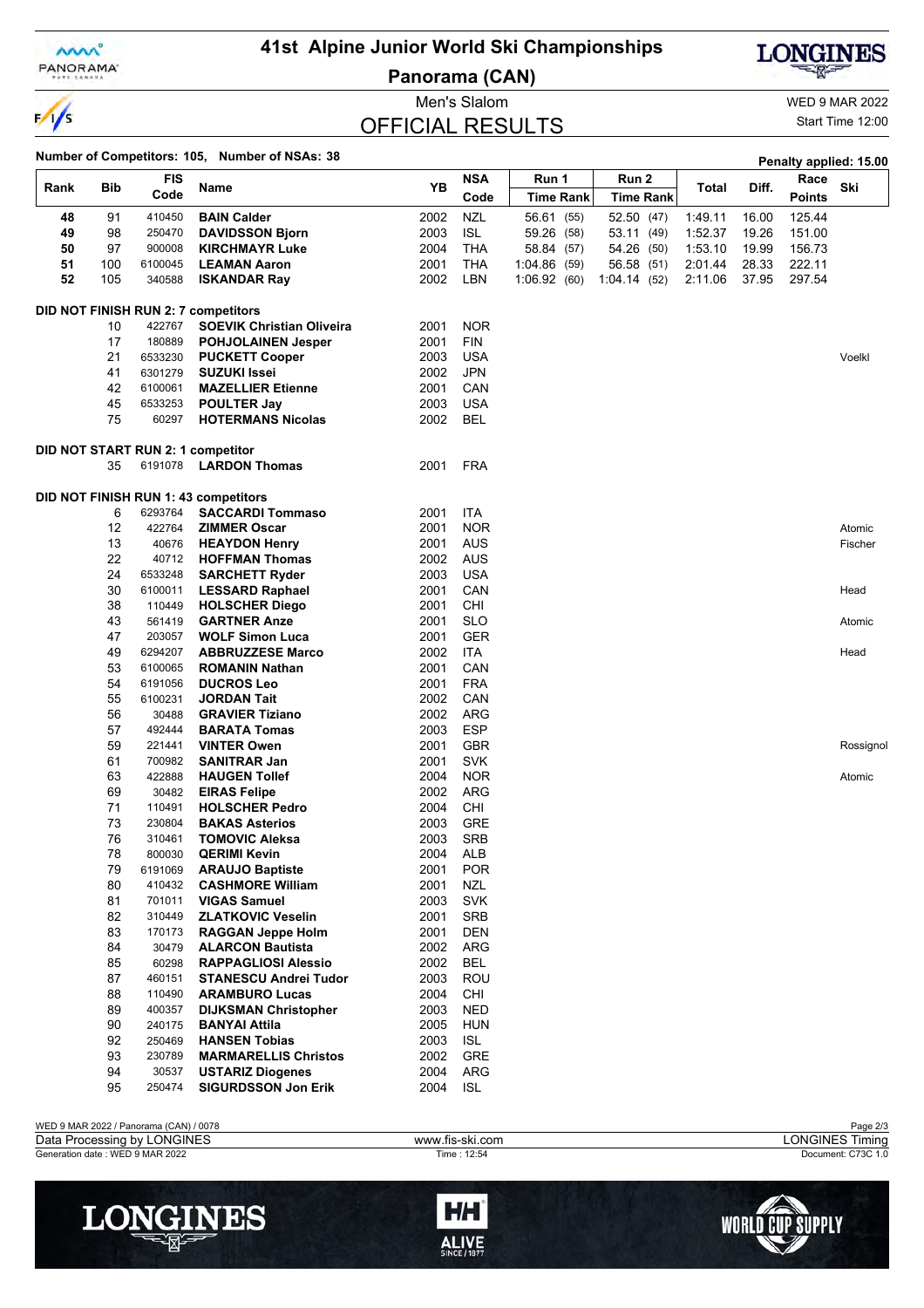# 41st Alpine Junior World Ski Championships

**Panorama (CAN)**

Men's Slalom

WED 9 MAR 2022

Start Time 12:00

## OFFICIAL RESULTS

**Number of Competitors: 105, Number of NSAs: 38**

**Penalty applied: 15.00**

| Rank | Bib | FIS Code | Name | YB | NSA Code | Run 1 Time Rank | Run 2 Time Rank | Total | Diff. | Race Points | Ski |
|---|---|---|---|---|---|---|---|---|---|---|---|
| 48 | 91 | 410450 | **BAIN Calder** | 2002 | NZL | 56.61 (55) | 52.50 (47) | 1:49.11 | 16.00 | 125.44 | |
| 49 | 98 | 250470 | **DAVIDSSON Bjorn** | 2003 | ISL | 59.26 (58) | 53.11 (49) | 1:52.37 | 19.26 | 151.00 | |
| 50 | 97 | 900008 | **KIRCHMAYR Luke** | 2004 | THA | 58.84 (57) | 54.26 (50) | 1:53.10 | 19.99 | 156.73 | |
| 51 | 100 | 6100045 | **LEAMAN Aaron** | 2001 | THA | 1:04.86 (59) | 56.58 (51) | 2:01.44 | 28.33 | 222.11 | |
| 52 | 105 | 340588 | **ISKANDAR Ray** | 2002 | LBN | 1:06.92 (60) | 1:04.14 (52) | 2:11.06 | 37.95 | 297.54 | |

**DID NOT FINISH RUN 2: 7 competitors**

| Bib | FIS Code | Name | YB | NSA Code | Ski |
|---|---|---|---|---|---|
| 10 | 422767 | **SOEVIK Christian Oliveira** | 2001 | NOR | |
| 17 | 180889 | **POHJOLAINEN Jesper** | 2001 | FIN | |
| 21 | 6533230 | **PUCKETT Cooper** | 2003 | USA | Voelkl |
| 41 | 6301279 | **SUZUKI Issei** | 2002 | JPN | |
| 42 | 6100061 | **MAZELLIER Etienne** | 2001 | CAN | |
| 45 | 6533253 | **POULTER Jay** | 2003 | USA | |
| 75 | 60297 | **HOTERMANS Nicolas** | 2002 | BEL | |

**DID NOT START RUN 2: 1 competitor**

| Bib | FIS Code | Name | YB | NSA Code | Ski |
|---|---|---|---|---|---|
| 35 | 6191078 | **LARDON Thomas** | 2001 | FRA | |

**DID NOT FINISH RUN 1: 43 competitors**

| Bib | FIS Code | Name | YB | NSA Code | Ski |
|---|---|---|---|---|---|
| 6 | 6293764 | **SACCARDI Tommaso** | 2001 | ITA | |
| 12 | 422764 | **ZIMMER Oscar** | 2001 | NOR | Atomic |
| 13 | 40676 | **HEAYDON Henry** | 2001 | AUS | Fischer |
| 22 | 40712 | **HOFFMAN Thomas** | 2002 | AUS | |
| 24 | 6533248 | **SARCHETT Ryder** | 2003 | USA | |
| 30 | 6100011 | **LESSARD Raphael** | 2001 | CAN | Head |
| 38 | 110449 | **HOLSCHER Diego** | 2001 | CHI | |
| 43 | 561419 | **GARTNER Anze** | 2001 | SLO | Atomic |
| 47 | 203057 | **WOLF Simon Luca** | 2001 | GER | |
| 49 | 6294207 | **ABBRUZZESE Marco** | 2002 | ITA | Head |
| 53 | 6100065 | **ROMANIN Nathan** | 2001 | CAN | |
| 54 | 6191056 | **DUCROS Leo** | 2001 | FRA | |
| 55 | 6100231 | **JORDAN Tait** | 2002 | CAN | |
| 56 | 30488 | **GRAVIER Tiziano** | 2002 | ARG | |
| 57 | 492444 | **BARATA Tomas** | 2003 | ESP | |
| 59 | 221441 | **VINTER Owen** | 2001 | GBR | Rossignol |
| 61 | 700982 | **SANITRAR Jan** | 2001 | SVK | |
| 63 | 422888 | **HAUGEN Tollef** | 2004 | NOR | Atomic |
| 69 | 30482 | **EIRAS Felipe** | 2002 | ARG | |
| 71 | 110491 | **HOLSCHER Pedro** | 2004 | CHI | |
| 73 | 230804 | **BAKAS Asterios** | 2003 | GRE | |
| 76 | 310461 | **TOMOVIC Aleksa** | 2003 | SRB | |
| 78 | 800030 | **QERIMI Kevin** | 2004 | ALB | |
| 79 | 6191069 | **ARAUJO Baptiste** | 2001 | POR | |
| 80 | 410432 | **CASHMORE William** | 2001 | NZL | |
| 81 | 701011 | **VIGAS Samuel** | 2003 | SVK | |
| 82 | 310449 | **ZLATKOVIC Veselin** | 2001 | SRB | |
| 83 | 170173 | **RAGGAN Jeppe Holm** | 2001 | DEN | |
| 84 | 30479 | **ALARCON Bautista** | 2002 | ARG | |
| 85 | 60298 | **RAPPAGLIOSI Alessio** | 2002 | BEL | |
| 87 | 460151 | **STANESCU Andrei Tudor** | 2003 | ROU | |
| 88 | 110490 | **ARAMBURO Lucas** | 2004 | CHI | |
| 89 | 400357 | **DIJKSMAN Christopher** | 2003 | NED | |
| 90 | 240175 | **BANYAI Attila** | 2005 | HUN | |
| 92 | 250469 | **HANSEN Tobias** | 2003 | ISL | |
| 93 | 230789 | **MARMARELLIS Christos** | 2002 | GRE | |
| 94 | 30537 | **USTARIZ Diogenes** | 2004 | ARG | |
| 95 | 250474 | **SIGURDSSON Jon Erik** | 2004 | ISL | |

WED 9 MAR 2022 / Panorama (CAN) / 0078

Data Processing by LONGINES — www.fis-ski.com — LONGINES Timing

Generation date : WED 9 MAR 2022 — Time : 12:54 — Document: C73C 1.0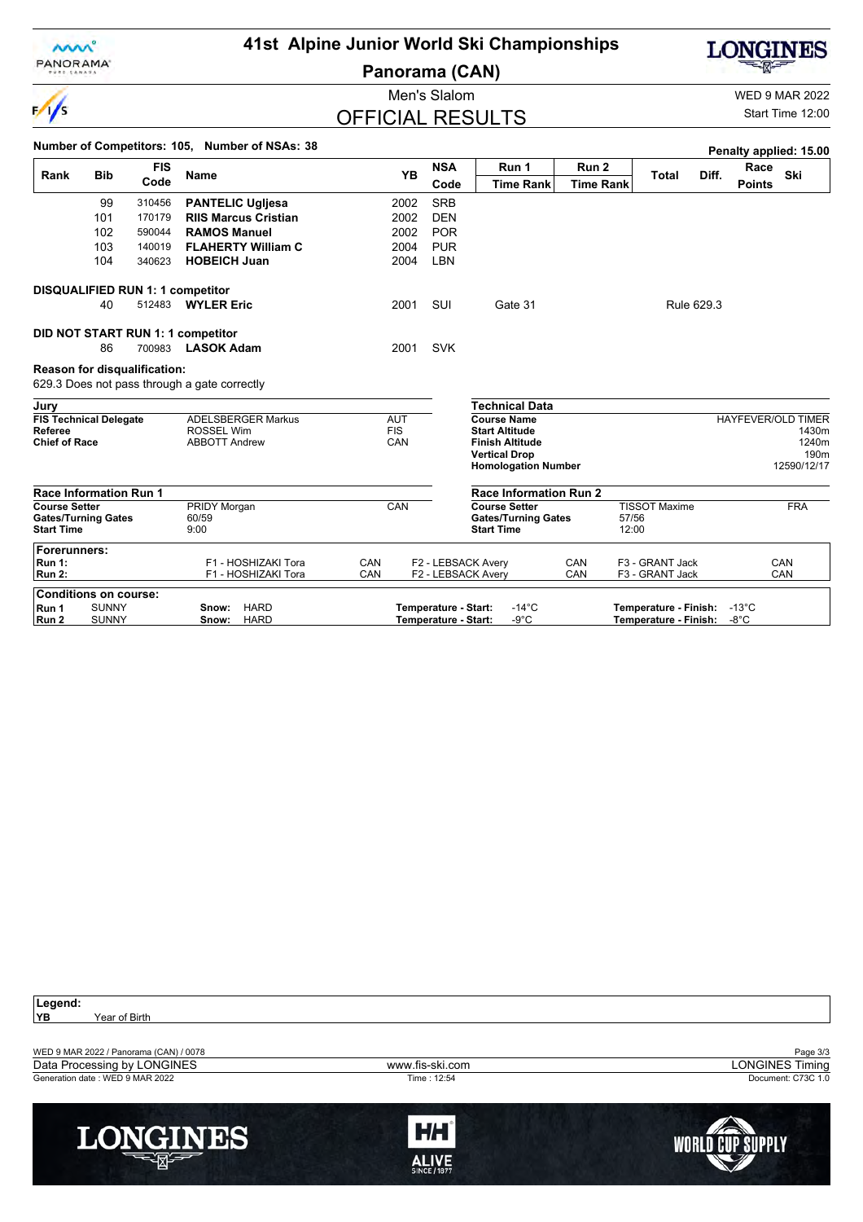# 41st Alpine Junior World Ski Championships

## Panorama (CAN)

Men's Slalom

WED 9 MAR 2022

## OFFICIAL RESULTS

Start Time 12:00

**Number of Competitors: 105, Number of NSAs: 38**

**Penalty applied: 15.00**

| Rank | Bib | FIS Code | Name | YB | NSA Code | Run 1 Time Rank | Run 2 Time Rank | Total | Diff. | Race Points | Ski |
|---|---|---|---|---|---|---|---|---|---|---|---|
| | 99 | 310456 | **PANTELIC Ugljesa** | 2002 | SRB | | | | | | |
| | 101 | 170179 | **RIIS Marcus Cristian** | 2002 | DEN | | | | | | |
| | 102 | 590044 | **RAMOS Manuel** | 2002 | POR | | | | | | |
| | 103 | 140019 | **FLAHERTY William C** | 2004 | PUR | | | | | | |
| | 104 | 340623 | **HOBEICH Juan** | 2004 | LBN | | | | | | |
| **DISQUALIFIED RUN 1: 1 competitor** | | | | | | | | | | | |
| | 40 | 512483 | **WYLER Eric** | 2001 | SUI | Gate 31 | | Rule 629.3 | | | |
| **DID NOT START RUN 1: 1 competitor** | | | | | | | | | | | |
| | 86 | 700983 | **LASOK Adam** | 2001 | SVK | | | | | | |

**Reason for disqualification:**
629.3 Does not pass through a gate correctly

| Jury | | |
|---|---|---|
| **FIS Technical Delegate** | ADELSBERGER Markus | AUT |
| **Referee** | ROSSEL Wim | FIS |
| **Chief of Race** | ABBOTT Andrew | CAN |

| Technical Data | |
|---|---|
| **Course Name** | HAYFEVER/OLD TIMER |
| **Start Altitude** | 1430m |
| **Finish Altitude** | 1240m |
| **Vertical Drop** | 190m |
| **Homologation Number** | 12590/12/17 |

| Race Information Run 1 | | |
|---|---|---|
| **Course Setter** | PRIDY Morgan | CAN |
| **Gates/Turning Gates** | 60/59 | |
| **Start Time** | 9:00 | |

| Race Information Run 2 | | |
|---|---|---|
| **Course Setter** | TISSOT Maxime | FRA |
| **Gates/Turning Gates** | 57/56 | |
| **Start Time** | 12:00 | |

| Forerunners: | | | | | | |
|---|---|---|---|---|---|---|
| **Run 1:** | F1 - HOSHIZAKI Tora | CAN | F2 - LEBSACK Avery | CAN | F3 - GRANT Jack | CAN |
| **Run 2:** | F1 - HOSHIZAKI Tora | CAN | F2 - LEBSACK Avery | CAN | F3 - GRANT Jack | CAN |

| Conditions on course: | | | | |
|---|---|---|---|---|
| **Run 1** | SUNNY | **Snow:** HARD | **Temperature - Start:** -14°C | **Temperature - Finish:** -13°C |
| **Run 2** | SUNNY | **Snow:** HARD | **Temperature - Start:** -9°C | **Temperature - Finish:** -8°C |

**Legend:**
**YB** Year of Birth

WED 9 MAR 2022 / Panorama (CAN) / 0078

Data Processing by LONGINES

www.fis-ski.com

LONGINES Timing

Generation date : WED 9 MAR 2022

Time : 12:54

Document: C73C 1.0